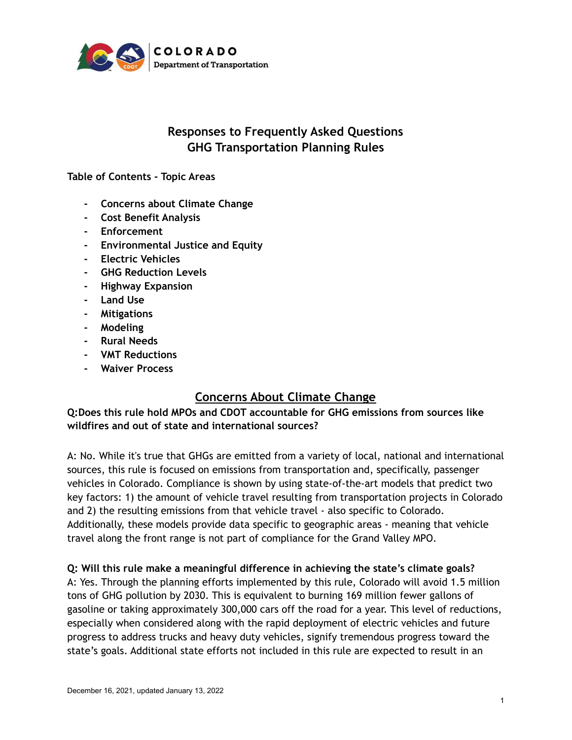COLORADO
Department of Transportation

# Responses to Frequently Asked Questions
# GHG Transportation Planning Rules

**Table of Contents - Topic Areas**

- **Concerns about Climate Change**
- **Cost Benefit Analysis**
- **Enforcement**
- **Environmental Justice and Equity**
- **Electric Vehicles**
- **GHG Reduction Levels**
- **Highway Expansion**
- **Land Use**
- **Mitigations**
- **Modeling**
- **Rural Needs**
- **VMT Reductions**
- **Waiver Process**

## Concerns About Climate Change

**Q:Does this rule hold MPOs and CDOT accountable for GHG emissions from sources like wildfires and out of state and international sources?**

A: No. While it's true that GHGs are emitted from a variety of local, national and international sources, this rule is focused on emissions from transportation and, specifically, passenger vehicles in Colorado. Compliance is shown by using state-of-the-art models that predict two key factors: 1) the amount of vehicle travel resulting from transportation projects in Colorado and 2) the resulting emissions from that vehicle travel - also specific to Colorado. Additionally, these models provide data specific to geographic areas - meaning that vehicle travel along the front range is not part of compliance for the Grand Valley MPO.

**Q: Will this rule make a meaningful difference in achieving the state's climate goals?**
A: Yes. Through the planning efforts implemented by this rule, Colorado will avoid 1.5 million tons of GHG pollution by 2030. This is equivalent to burning 169 million fewer gallons of gasoline or taking approximately 300,000 cars off the road for a year. This level of reductions, especially when considered along with the rapid deployment of electric vehicles and future progress to address trucks and heavy duty vehicles, signify tremendous progress toward the state's goals. Additional state efforts not included in this rule are expected to result in an

December 16, 2021, updated January 13, 2022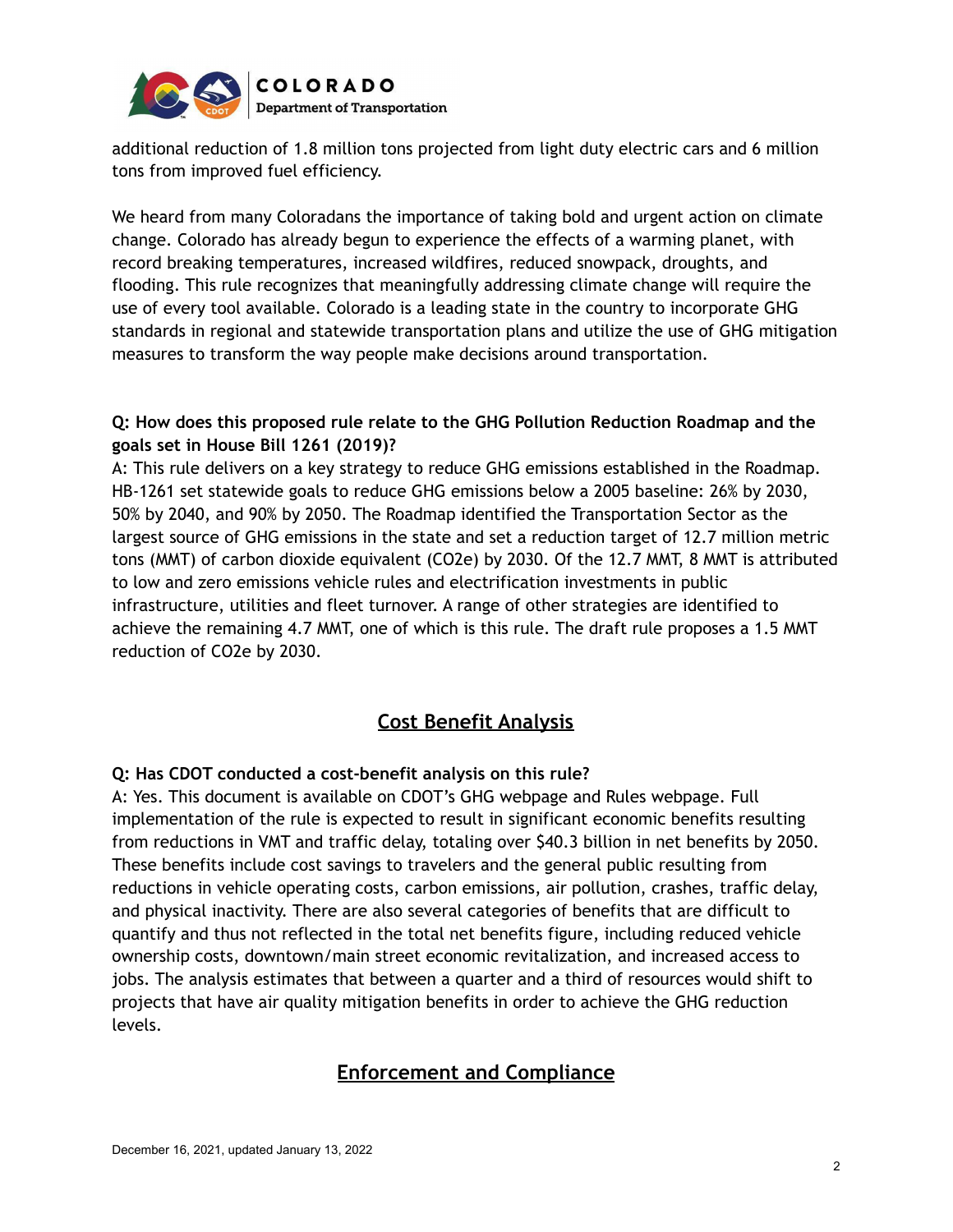additional reduction of 1.8 million tons projected from light duty electric cars and 6 million tons from improved fuel efficiency.

We heard from many Coloradans the importance of taking bold and urgent action on climate change. Colorado has already begun to experience the effects of a warming planet, with record breaking temperatures, increased wildfires, reduced snowpack, droughts, and flooding. This rule recognizes that meaningfully addressing climate change will require the use of every tool available. Colorado is a leading state in the country to incorporate GHG standards in regional and statewide transportation plans and utilize the use of GHG mitigation measures to transform the way people make decisions around transportation.

**Q: How does this proposed rule relate to the GHG Pollution Reduction Roadmap and the goals set in House Bill 1261 (2019)?**

A: This rule delivers on a key strategy to reduce GHG emissions established in the Roadmap. HB-1261 set statewide goals to reduce GHG emissions below a 2005 baseline: 26% by 2030, 50% by 2040, and 90% by 2050. The Roadmap identified the Transportation Sector as the largest source of GHG emissions in the state and set a reduction target of 12.7 million metric tons (MMT) of carbon dioxide equivalent ($CO_2e$) by 2030. Of the 12.7 MMT, 8 MMT is attributed to low and zero emissions vehicle rules and electrification investments in public infrastructure, utilities and fleet turnover. A range of other strategies are identified to achieve the remaining 4.7 MMT, one of which is this rule. The draft rule proposes a 1.5 MMT reduction of $CO_2e$ by 2030.

## Cost Benefit Analysis

**Q: Has CDOT conducted a cost-benefit analysis on this rule?**

A: Yes. This document is available on CDOT's GHG webpage and Rules webpage. Full implementation of the rule is expected to result in significant economic benefits resulting from reductions in VMT and traffic delay, totaling over $40.3 billion in net benefits by 2050. These benefits include cost savings to travelers and the general public resulting from reductions in vehicle operating costs, carbon emissions, air pollution, crashes, traffic delay, and physical inactivity. There are also several categories of benefits that are difficult to quantify and thus not reflected in the total net benefits figure, including reduced vehicle ownership costs, downtown/main street economic revitalization, and increased access to jobs. The analysis estimates that between a quarter and a third of resources would shift to projects that have air quality mitigation benefits in order to achieve the GHG reduction levels.

## Enforcement and Compliance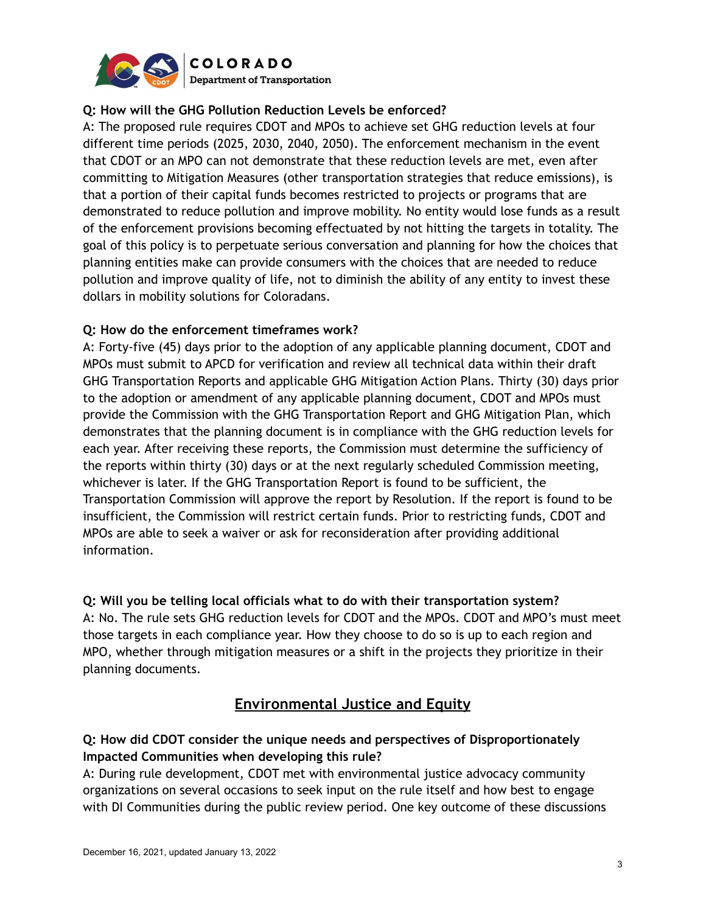**Q: How will the GHG Pollution Reduction Levels be enforced?**

A: The proposed rule requires CDOT and MPOs to achieve set GHG reduction levels at four different time periods (2025, 2030, 2040, 2050). The enforcement mechanism in the event that CDOT or an MPO can not demonstrate that these reduction levels are met, even after committing to Mitigation Measures (other transportation strategies that reduce emissions), is that a portion of their capital funds becomes restricted to projects or programs that are demonstrated to reduce pollution and improve mobility. No entity would lose funds as a result of the enforcement provisions becoming effectuated by not hitting the targets in totality. The goal of this policy is to perpetuate serious conversation and planning for how the choices that planning entities make can provide consumers with the choices that are needed to reduce pollution and improve quality of life, not to diminish the ability of any entity to invest these dollars in mobility solutions for Coloradans.

**Q: How do the enforcement timeframes work?**

A: Forty-five (45) days prior to the adoption of any applicable planning document, CDOT and MPOs must submit to APCD for verification and review all technical data within their draft GHG Transportation Reports and applicable GHG Mitigation Action Plans. Thirty (30) days prior to the adoption or amendment of any applicable planning document, CDOT and MPOs must provide the Commission with the GHG Transportation Report and GHG Mitigation Plan, which demonstrates that the planning document is in compliance with the GHG reduction levels for each year. After receiving these reports, the Commission must determine the sufficiency of the reports within thirty (30) days or at the next regularly scheduled Commission meeting, whichever is later. If the GHG Transportation Report is found to be sufficient, the Transportation Commission will approve the report by Resolution. If the report is found to be insufficient, the Commission will restrict certain funds. Prior to restricting funds, CDOT and MPOs are able to seek a waiver or ask for reconsideration after providing additional information.

**Q: Will you be telling local officials what to do with their transportation system?**

A: No. The rule sets GHG reduction levels for CDOT and the MPOs. CDOT and MPO's must meet those targets in each compliance year. How they choose to do so is up to each region and MPO, whether through mitigation measures or a shift in the projects they prioritize in their planning documents.

## Environmental Justice and Equity

**Q: How did CDOT consider the unique needs and perspectives of Disproportionately Impacted Communities when developing this rule?**

A: During rule development, CDOT met with environmental justice advocacy community organizations on several occasions to seek input on the rule itself and how best to engage with DI Communities during the public review period. One key outcome of these discussions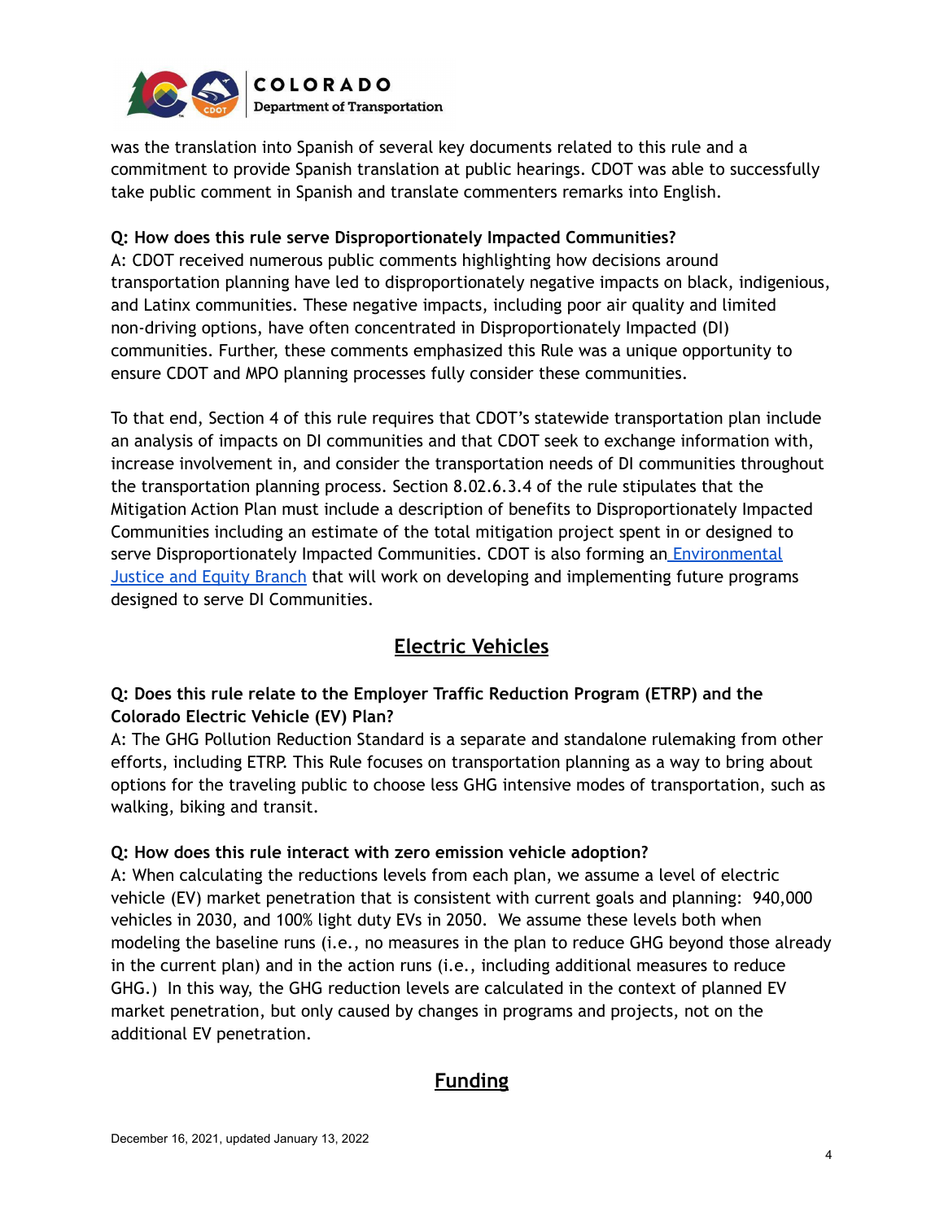was the translation into Spanish of several key documents related to this rule and a commitment to provide Spanish translation at public hearings. CDOT was able to successfully take public comment in Spanish and translate commenters remarks into English.

**Q: How does this rule serve Disproportionately Impacted Communities?**

A: CDOT received numerous public comments highlighting how decisions around transportation planning have led to disproportionately negative impacts on black, indigenious, and Latinx communities. These negative impacts, including poor air quality and limited non-driving options, have often concentrated in Disproportionately Impacted (DI) communities. Further, these comments emphasized this Rule was a unique opportunity to ensure CDOT and MPO planning processes fully consider these communities.

To that end, Section 4 of this rule requires that CDOT's statewide transportation plan include an analysis of impacts on DI communities and that CDOT seek to exchange information with, increase involvement in, and consider the transportation needs of DI communities throughout the transportation planning process. Section 8.02.6.3.4 of the rule stipulates that the Mitigation Action Plan must include a description of benefits to Disproportionately Impacted Communities including an estimate of the total mitigation project spent in or designed to serve Disproportionately Impacted Communities. CDOT is also forming an Environmental Justice and Equity Branch that will work on developing and implementing future programs designed to serve DI Communities.

## Electric Vehicles

**Q: Does this rule relate to the Employer Traffic Reduction Program (ETRP) and the Colorado Electric Vehicle (EV) Plan?**

A: The GHG Pollution Reduction Standard is a separate and standalone rulemaking from other efforts, including ETRP. This Rule focuses on transportation planning as a way to bring about options for the traveling public to choose less GHG intensive modes of transportation, such as walking, biking and transit.

**Q: How does this rule interact with zero emission vehicle adoption?**

A: When calculating the reductions levels from each plan, we assume a level of electric vehicle (EV) market penetration that is consistent with current goals and planning: 940,000 vehicles in 2030, and 100% light duty EVs in 2050. We assume these levels both when modeling the baseline runs (i.e., no measures in the plan to reduce GHG beyond those already in the current plan) and in the action runs (i.e., including additional measures to reduce GHG.) In this way, the GHG reduction levels are calculated in the context of planned EV market penetration, but only caused by changes in programs and projects, not on the additional EV penetration.

## Funding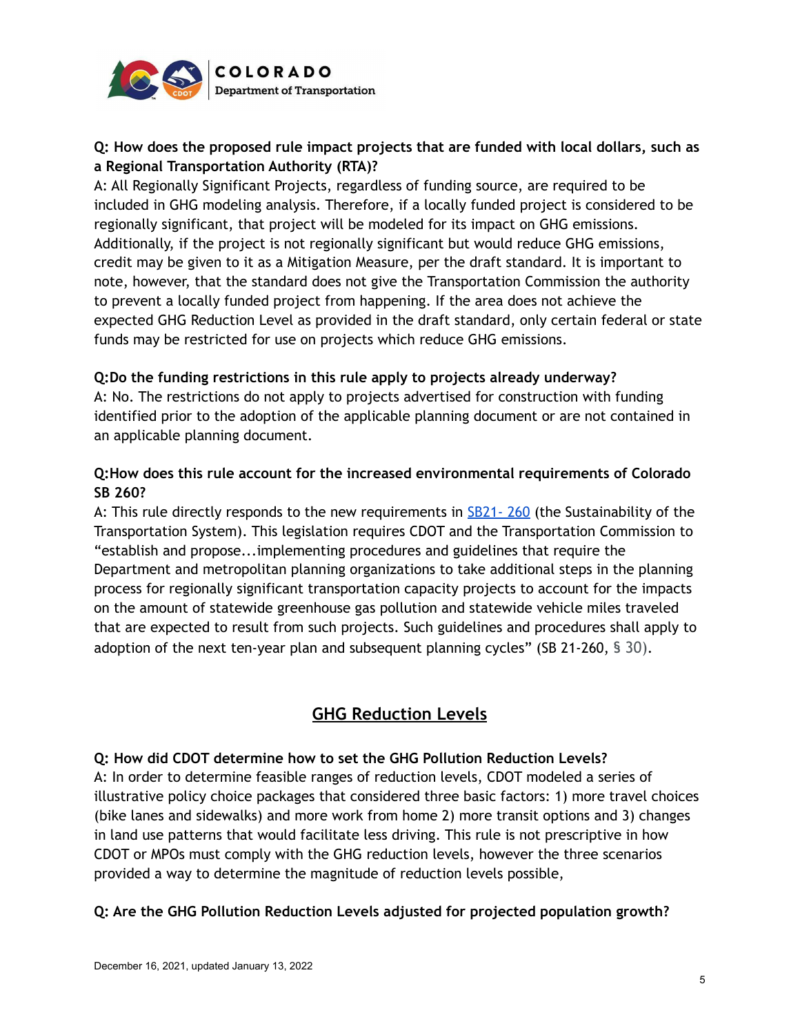**Q: How does the proposed rule impact projects that are funded with local dollars, such as a Regional Transportation Authority (RTA)?**

A: All Regionally Significant Projects, regardless of funding source, are required to be included in GHG modeling analysis. Therefore, if a locally funded project is considered to be regionally significant, that project will be modeled for its impact on GHG emissions. Additionally, if the project is not regionally significant but would reduce GHG emissions, credit may be given to it as a Mitigation Measure, per the draft standard. It is important to note, however, that the standard does not give the Transportation Commission the authority to prevent a locally funded project from happening. If the area does not achieve the expected GHG Reduction Level as provided in the draft standard, only certain federal or state funds may be restricted for use on projects which reduce GHG emissions.

**Q:Do the funding restrictions in this rule apply to projects already underway?**

A: No. The restrictions do not apply to projects advertised for construction with funding identified prior to the adoption of the applicable planning document or are not contained in an applicable planning document.

**Q:How does this rule account for the increased environmental requirements of Colorado SB 260?**

A: This rule directly responds to the new requirements in [SB21- 260](SB21-260) (the Sustainability of the Transportation System). This legislation requires CDOT and the Transportation Commission to "establish and propose...implementing procedures and guidelines that require the Department and metropolitan planning organizations to take additional steps in the planning process for regionally significant transportation capacity projects to account for the impacts on the amount of statewide greenhouse gas pollution and statewide vehicle miles traveled that are expected to result from such projects. Such guidelines and procedures shall apply to adoption of the next ten-year plan and subsequent planning cycles" (SB 21-260, § 30).

## GHG Reduction Levels

**Q: How did CDOT determine how to set the GHG Pollution Reduction Levels?**

A: In order to determine feasible ranges of reduction levels, CDOT modeled a series of illustrative policy choice packages that considered three basic factors: 1) more travel choices (bike lanes and sidewalks) and more work from home 2) more transit options and 3) changes in land use patterns that would facilitate less driving. This rule is not prescriptive in how CDOT or MPOs must comply with the GHG reduction levels, however the three scenarios provided a way to determine the magnitude of reduction levels possible,

**Q: Are the GHG Pollution Reduction Levels adjusted for projected population growth?**

December 16, 2021, updated January 13, 2022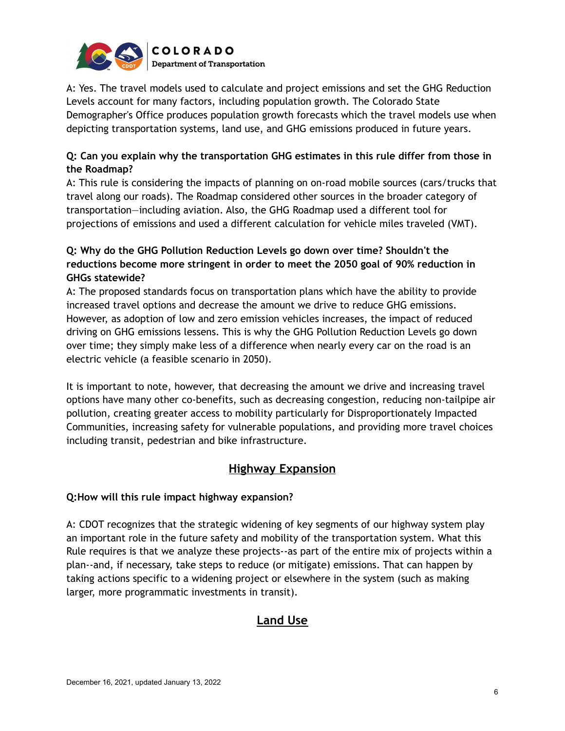A: Yes. The travel models used to calculate and project emissions and set the GHG Reduction Levels account for many factors, including population growth. The Colorado State Demographer's Office produces population growth forecasts which the travel models use when depicting transportation systems, land use, and GHG emissions produced in future years.

**Q: Can you explain why the transportation GHG estimates in this rule differ from those in the Roadmap?**

A: This rule is considering the impacts of planning on on-road mobile sources (cars/trucks that travel along our roads). The Roadmap considered other sources in the broader category of transportation—including aviation. Also, the GHG Roadmap used a different tool for projections of emissions and used a different calculation for vehicle miles traveled (VMT).

**Q: Why do the GHG Pollution Reduction Levels go down over time? Shouldn't the reductions become more stringent in order to meet the 2050 goal of 90% reduction in GHGs statewide?**

A: The proposed standards focus on transportation plans which have the ability to provide increased travel options and decrease the amount we drive to reduce GHG emissions. However, as adoption of low and zero emission vehicles increases, the impact of reduced driving on GHG emissions lessens. This is why the GHG Pollution Reduction Levels go down over time; they simply make less of a difference when nearly every car on the road is an electric vehicle (a feasible scenario in 2050).

It is important to note, however, that decreasing the amount we drive and increasing travel options have many other co-benefits, such as decreasing congestion, reducing non-tailpipe air pollution, creating greater access to mobility particularly for Disproportionately Impacted Communities, increasing safety for vulnerable populations, and providing more travel choices including transit, pedestrian and bike infrastructure.

## Highway Expansion

**Q:How will this rule impact highway expansion?**

A: CDOT recognizes that the strategic widening of key segments of our highway system play an important role in the future safety and mobility of the transportation system. What this Rule requires is that we analyze these projects--as part of the entire mix of projects within a plan--and, if necessary, take steps to reduce (or mitigate) emissions. That can happen by taking actions specific to a widening project or elsewhere in the system (such as making larger, more programmatic investments in transit).

## Land Use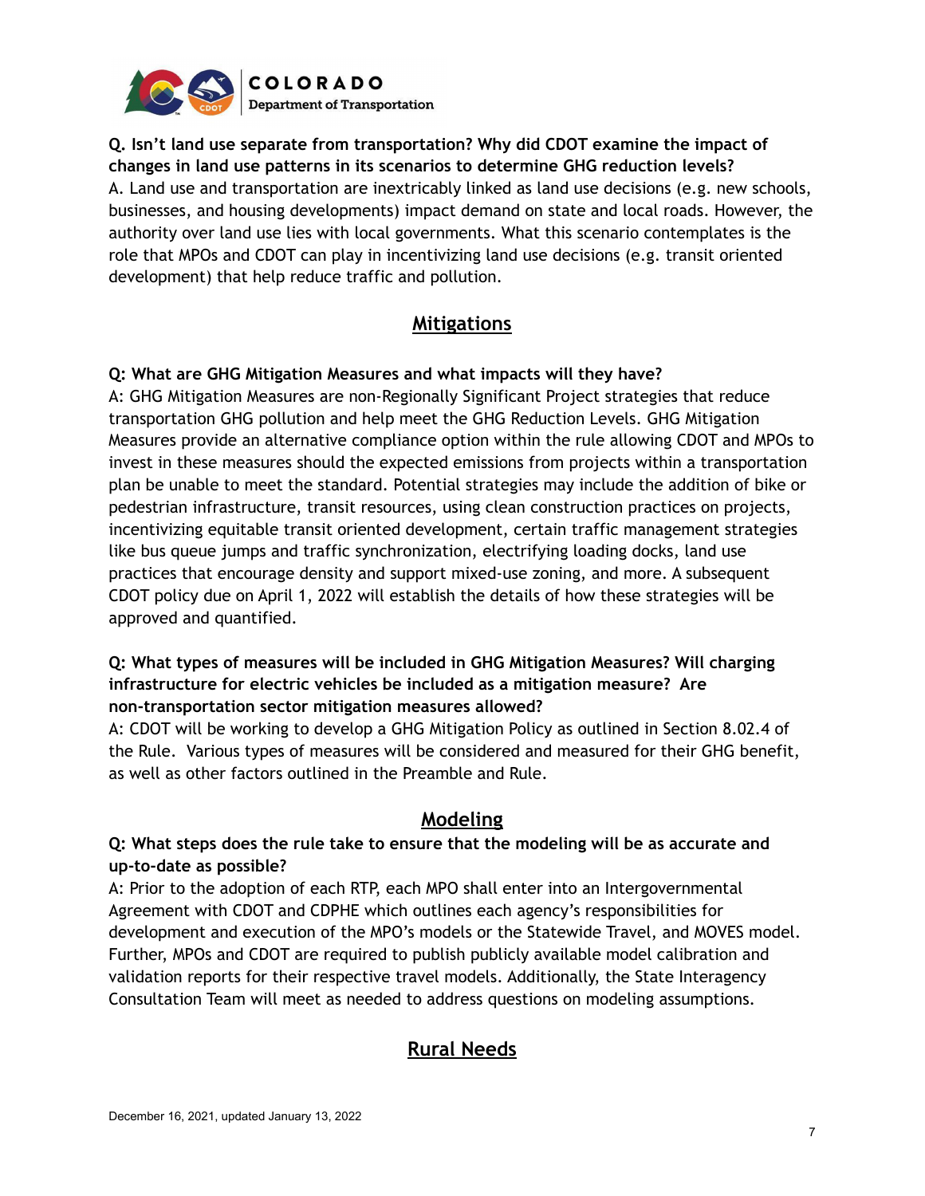**Q. Isn't land use separate from transportation? Why did CDOT examine the impact of changes in land use patterns in its scenarios to determine GHG reduction levels?**

A. Land use and transportation are inextricably linked as land use decisions (e.g. new schools, businesses, and housing developments) impact demand on state and local roads. However, the authority over land use lies with local governments. What this scenario contemplates is the role that MPOs and CDOT can play in incentivizing land use decisions (e.g. transit oriented development) that help reduce traffic and pollution.

## Mitigations

**Q: What are GHG Mitigation Measures and what impacts will they have?**

A: GHG Mitigation Measures are non-Regionally Significant Project strategies that reduce transportation GHG pollution and help meet the GHG Reduction Levels. GHG Mitigation Measures provide an alternative compliance option within the rule allowing CDOT and MPOs to invest in these measures should the expected emissions from projects within a transportation plan be unable to meet the standard. Potential strategies may include the addition of bike or pedestrian infrastructure, transit resources, using clean construction practices on projects, incentivizing equitable transit oriented development, certain traffic management strategies like bus queue jumps and traffic synchronization, electrifying loading docks, land use practices that encourage density and support mixed-use zoning, and more. A subsequent CDOT policy due on April 1, 2022 will establish the details of how these strategies will be approved and quantified.

**Q: What types of measures will be included in GHG Mitigation Measures? Will charging infrastructure for electric vehicles be included as a mitigation measure? Are non-transportation sector mitigation measures allowed?**

A: CDOT will be working to develop a GHG Mitigation Policy as outlined in Section 8.02.4 of the Rule. Various types of measures will be considered and measured for their GHG benefit, as well as other factors outlined in the Preamble and Rule.

## Modeling

**Q: What steps does the rule take to ensure that the modeling will be as accurate and up-to-date as possible?**

A: Prior to the adoption of each RTP, each MPO shall enter into an Intergovernmental Agreement with CDOT and CDPHE which outlines each agency's responsibilities for development and execution of the MPO's models or the Statewide Travel, and MOVES model. Further, MPOs and CDOT are required to publish publicly available model calibration and validation reports for their respective travel models. Additionally, the State Interagency Consultation Team will meet as needed to address questions on modeling assumptions.

## Rural Needs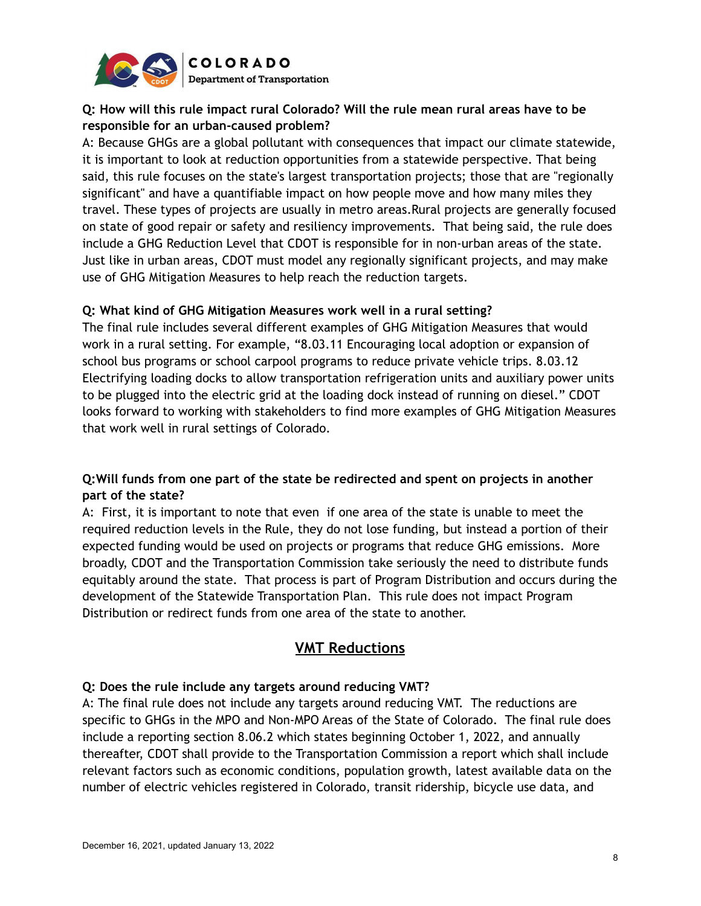**Q: How will this rule impact rural Colorado? Will the rule mean rural areas have to be responsible for an urban-caused problem?**

A: Because GHGs are a global pollutant with consequences that impact our climate statewide, it is important to look at reduction opportunities from a statewide perspective. That being said, this rule focuses on the state's largest transportation projects; those that are "regionally significant" and have a quantifiable impact on how people move and how many miles they travel. These types of projects are usually in metro areas.Rural projects are generally focused on state of good repair or safety and resiliency improvements. That being said, the rule does include a GHG Reduction Level that CDOT is responsible for in non-urban areas of the state. Just like in urban areas, CDOT must model any regionally significant projects, and may make use of GHG Mitigation Measures to help reach the reduction targets.

**Q: What kind of GHG Mitigation Measures work well in a rural setting?**

The final rule includes several different examples of GHG Mitigation Measures that would work in a rural setting. For example, "8.03.11 Encouraging local adoption or expansion of school bus programs or school carpool programs to reduce private vehicle trips. 8.03.12 Electrifying loading docks to allow transportation refrigeration units and auxiliary power units to be plugged into the electric grid at the loading dock instead of running on diesel." CDOT looks forward to working with stakeholders to find more examples of GHG Mitigation Measures that work well in rural settings of Colorado.

**Q:Will funds from one part of the state be redirected and spent on projects in another part of the state?**

A: First, it is important to note that even if one area of the state is unable to meet the required reduction levels in the Rule, they do not lose funding, but instead a portion of their expected funding would be used on projects or programs that reduce GHG emissions. More broadly, CDOT and the Transportation Commission take seriously the need to distribute funds equitably around the state. That process is part of Program Distribution and occurs during the development of the Statewide Transportation Plan. This rule does not impact Program Distribution or redirect funds from one area of the state to another.

## VMT Reductions

**Q: Does the rule include any targets around reducing VMT?**

A: The final rule does not include any targets around reducing VMT. The reductions are specific to GHGs in the MPO and Non-MPO Areas of the State of Colorado. The final rule does include a reporting section 8.06.2 which states beginning October 1, 2022, and annually thereafter, CDOT shall provide to the Transportation Commission a report which shall include relevant factors such as economic conditions, population growth, latest available data on the number of electric vehicles registered in Colorado, transit ridership, bicycle use data, and

December 16, 2021, updated January 13, 2022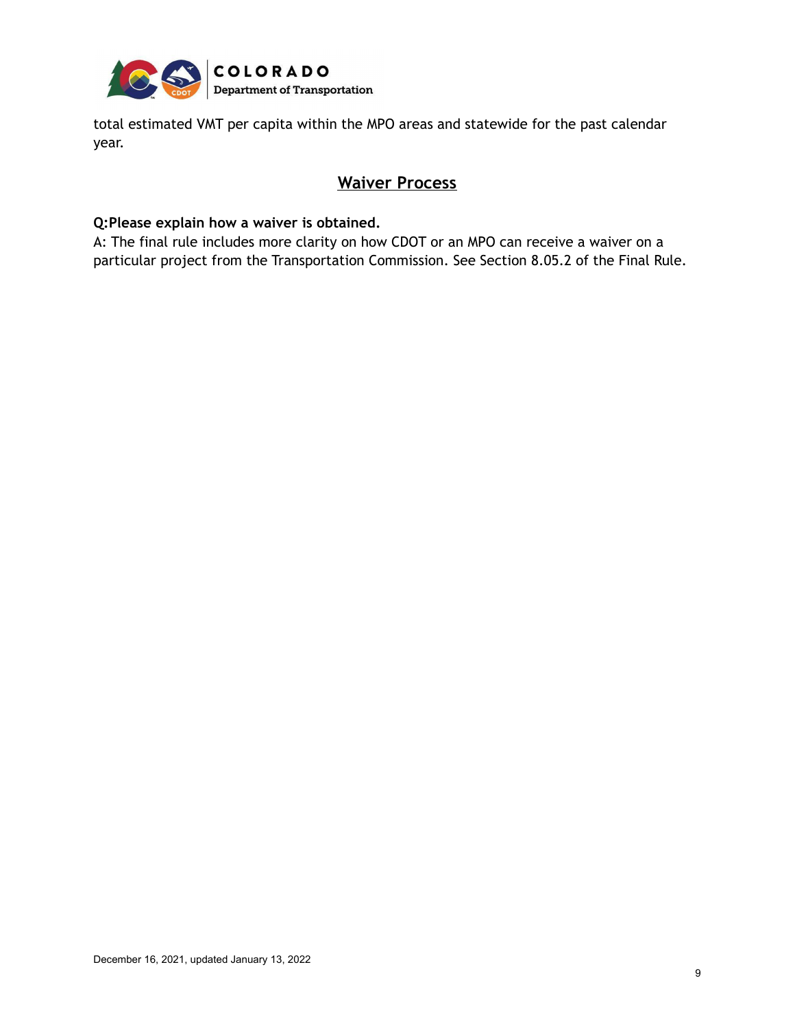total estimated VMT per capita within the MPO areas and statewide for the past calendar year.

## Waiver Process

**Q:Please explain how a waiver is obtained.**

A: The final rule includes more clarity on how CDOT or an MPO can receive a waiver on a particular project from the Transportation Commission. See Section 8.05.2 of the Final Rule.